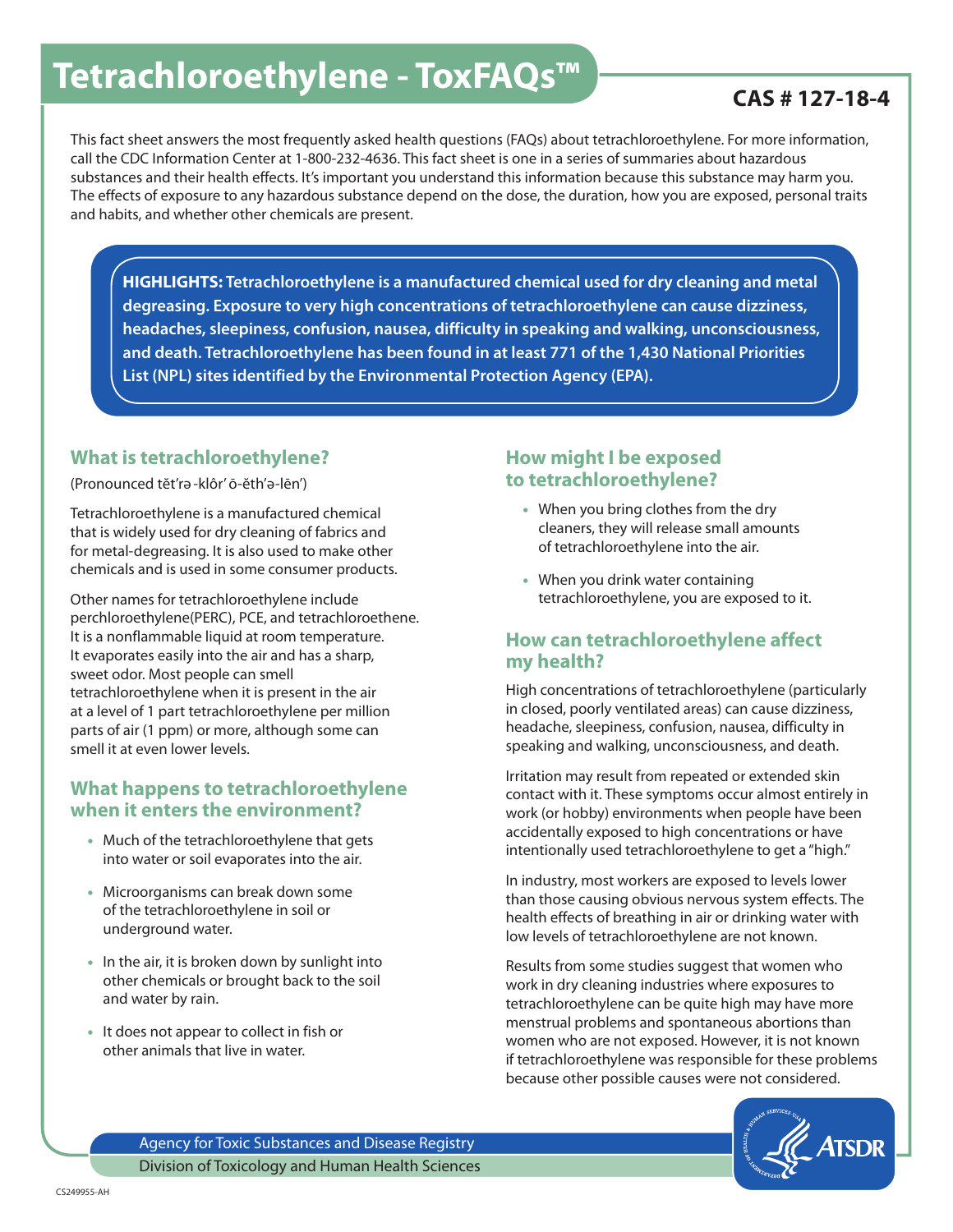# Tetrachloroethylene - ToxFAQs™

**CAS # 127-18-4**

This fact sheet answers the most frequently asked health questions (FAQs) about tetrachloroethylene. For more information, call the CDC Information Center at 1-800-232-4636. This fact sheet is one in a series of summaries about hazardous substances and their health effects. It's important you understand this information because this substance may harm you. The effects of exposure to any hazardous substance depend on the dose, the duration, how you are exposed, personal traits and habits, and whether other chemicals are present.

**HIGHLIGHTS: Tetrachloroethylene is a manufactured chemical used for dry cleaning and metal degreasing. Exposure to very high concentrations of tetrachloroethylene can cause dizziness, headaches, sleepiness, confusion, nausea, difficulty in speaking and walking, unconsciousness, and death. Tetrachloroethylene has been found in at least 771 of the 1,430 National Priorities List (NPL) sites identified by the Environmental Protection Agency (EPA).**

## What is tetrachloroethylene?

(Pronounced tĕt′rə-klôr′ ō-ĕth′ə-lēn′)

Tetrachloroethylene is a manufactured chemical that is widely used for dry cleaning of fabrics and for metal-degreasing. It is also used to make other chemicals and is used in some consumer products.

Other names for tetrachloroethylene include perchloroethylene(PERC), PCE, and tetrachloroethene. It is a nonflammable liquid at room temperature. It evaporates easily into the air and has a sharp, sweet odor. Most people can smell tetrachloroethylene when it is present in the air at a level of 1 part tetrachloroethylene per million parts of air (1 ppm) or more, although some can smell it at even lower levels.

## What happens to tetrachloroethylene when it enters the environment?

- Much of the tetrachloroethylene that gets into water or soil evaporates into the air.
- Microorganisms can break down some of the tetrachloroethylene in soil or underground water.
- In the air, it is broken down by sunlight into other chemicals or brought back to the soil and water by rain.
- It does not appear to collect in fish or other animals that live in water.

## How might I be exposed to tetrachloroethylene?

- When you bring clothes from the dry cleaners, they will release small amounts of tetrachloroethylene into the air.
- When you drink water containing tetrachloroethylene, you are exposed to it.

## How can tetrachloroethylene affect my health?

High concentrations of tetrachloroethylene (particularly in closed, poorly ventilated areas) can cause dizziness, headache, sleepiness, confusion, nausea, difficulty in speaking and walking, unconsciousness, and death.

Irritation may result from repeated or extended skin contact with it. These symptoms occur almost entirely in work (or hobby) environments when people have been accidentally exposed to high concentrations or have intentionally used tetrachloroethylene to get a "high."

In industry, most workers are exposed to levels lower than those causing obvious nervous system effects. The health effects of breathing in air or drinking water with low levels of tetrachloroethylene are not known.

Results from some studies suggest that women who work in dry cleaning industries where exposures to tetrachloroethylene can be quite high may have more menstrual problems and spontaneous abortions than women who are not exposed. However, it is not known if tetrachloroethylene was responsible for these problems because other possible causes were not considered.

Agency for Toxic Substances and Disease Registry
Division of Toxicology and Human Health Sciences

CS249955-AH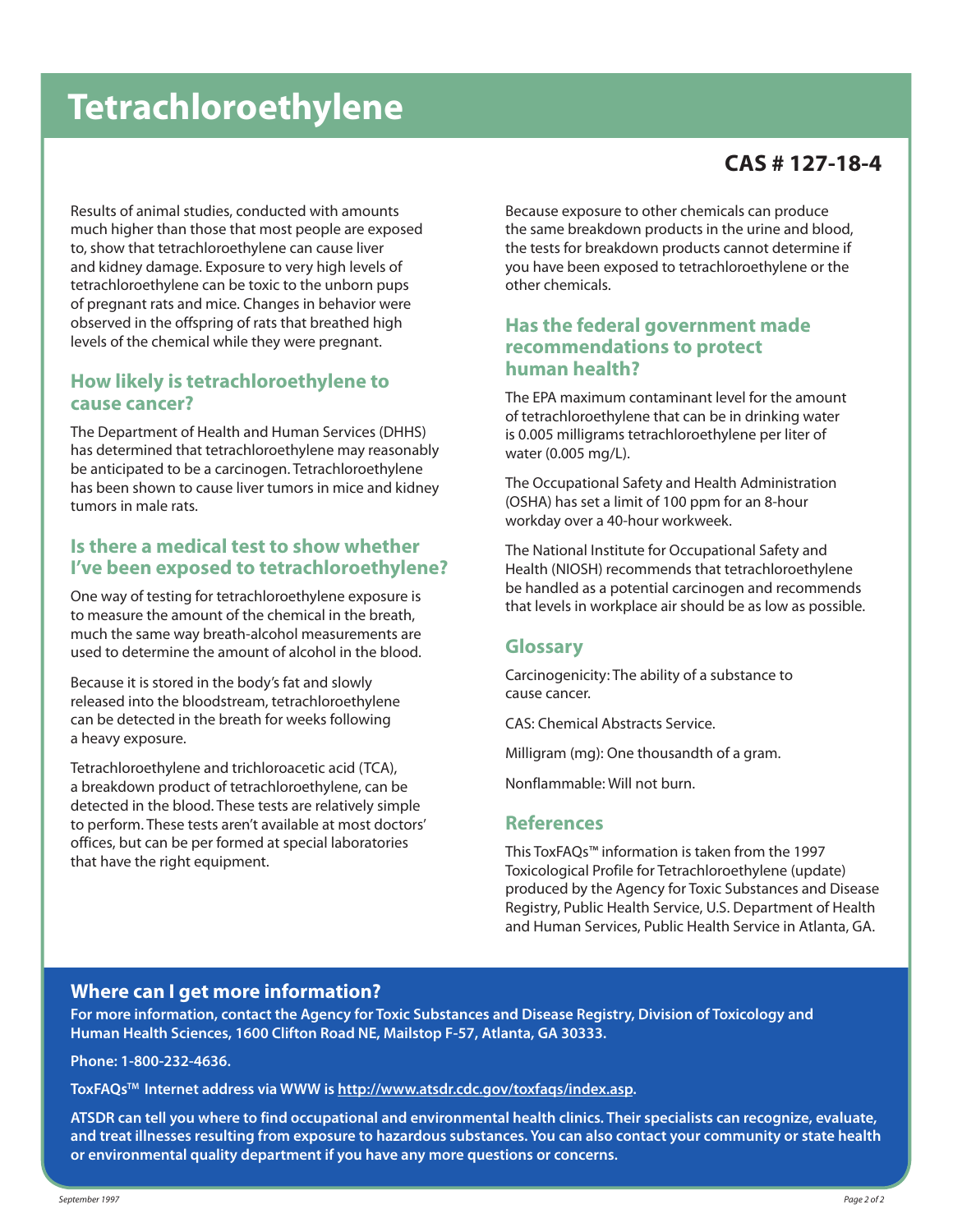# Tetrachloroethylene

**CAS # 127-18-4**

Results of animal studies, conducted with amounts much higher than those that most people are exposed to, show that tetrachloroethylene can cause liver and kidney damage. Exposure to very high levels of tetrachloroethylene can be toxic to the unborn pups of pregnant rats and mice. Changes in behavior were observed in the offspring of rats that breathed high levels of the chemical while they were pregnant.

## How likely is tetrachloroethylene to cause cancer?

The Department of Health and Human Services (DHHS) has determined that tetrachloroethylene may reasonably be anticipated to be a carcinogen. Tetrachloroethylene has been shown to cause liver tumors in mice and kidney tumors in male rats.

## Is there a medical test to show whether I've been exposed to tetrachloroethylene?

One way of testing for tetrachloroethylene exposure is to measure the amount of the chemical in the breath, much the same way breath-alcohol measurements are used to determine the amount of alcohol in the blood.

Because it is stored in the body's fat and slowly released into the bloodstream, tetrachloroethylene can be detected in the breath for weeks following a heavy exposure.

Tetrachloroethylene and trichloroacetic acid (TCA), a breakdown product of tetrachloroethylene, can be detected in the blood. These tests are relatively simple to perform. These tests aren't available at most doctors' offices, but can be per formed at special laboratories that have the right equipment.

Because exposure to other chemicals can produce the same breakdown products in the urine and blood, the tests for breakdown products cannot determine if you have been exposed to tetrachloroethylene or the other chemicals.

## Has the federal government made recommendations to protect human health?

The EPA maximum contaminant level for the amount of tetrachloroethylene that can be in drinking water is 0.005 milligrams tetrachloroethylene per liter of water (0.005 mg/L).

The Occupational Safety and Health Administration (OSHA) has set a limit of 100 ppm for an 8-hour workday over a 40-hour workweek.

The National Institute for Occupational Safety and Health (NIOSH) recommends that tetrachloroethylene be handled as a potential carcinogen and recommends that levels in workplace air should be as low as possible.

## Glossary

Carcinogenicity: The ability of a substance to cause cancer.

CAS: Chemical Abstracts Service.

Milligram (mg): One thousandth of a gram.

Nonflammable: Will not burn.

## References

This ToxFAQs™ information is taken from the 1997 Toxicological Profile for Tetrachloroethylene (update) produced by the Agency for Toxic Substances and Disease Registry, Public Health Service, U.S. Department of Health and Human Services, Public Health Service in Atlanta, GA.

## Where can I get more information?

**For more information, contact the Agency for Toxic Substances and Disease Registry, Division of Toxicology and Human Health Sciences, 1600 Clifton Road NE, Mailstop F-57, Atlanta, GA 30333.**

**Phone: 1-800-232-4636.**

**ToxFAQs™ Internet address via WWW is http://www.atsdr.cdc.gov/toxfaqs/index.asp.**

**ATSDR can tell you where to find occupational and environmental health clinics. Their specialists can recognize, evaluate, and treat illnesses resulting from exposure to hazardous substances. You can also contact your community or state health or environmental quality department if you have any more questions or concerns.**

*September 1997*